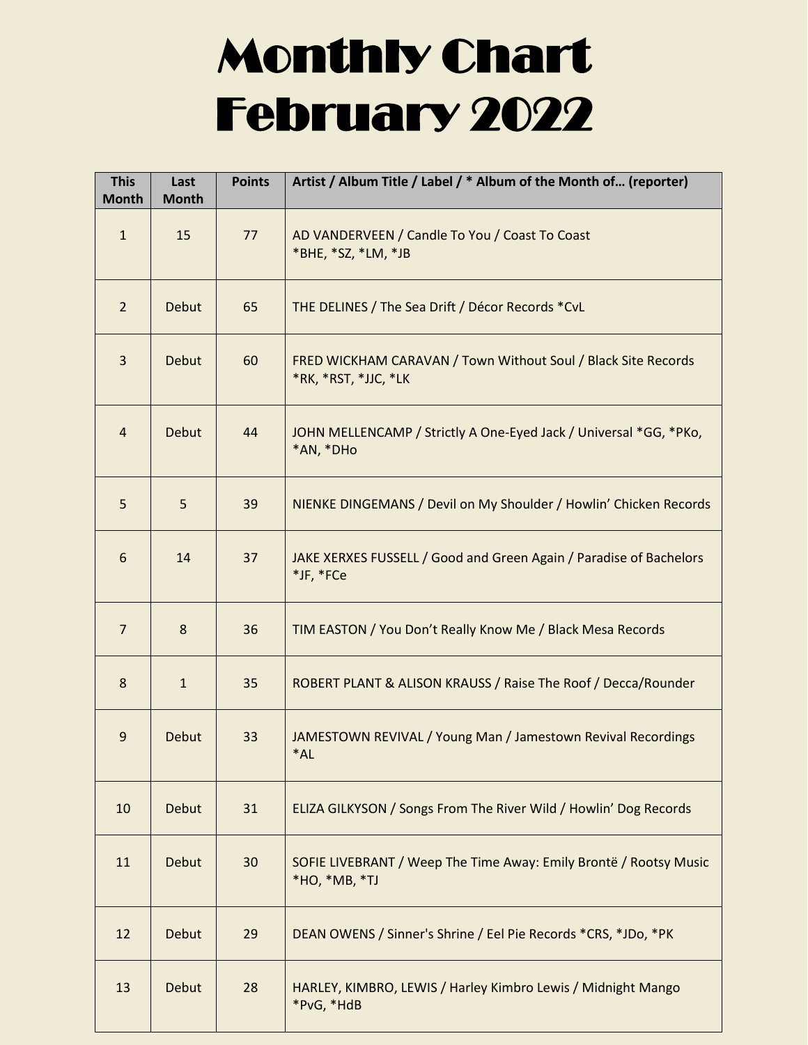# Monthly Chart February 2022

| This Month | Last Month | Points | Artist / Album Title / Label / * Album of the Month of… (reporter) |
|---|---|---|---|
| 1 | 15 | 77 | AD VANDERVEEN / Candle To You / Coast To Coast *BHE, *SZ, *LM, *JB |
| 2 | Debut | 65 | THE DELINES / The Sea Drift / Décor Records *CvL |
| 3 | Debut | 60 | FRED WICKHAM CARAVAN / Town Without Soul / Black Site Records *RK, *RST, *JJC, *LK |
| 4 | Debut | 44 | JOHN MELLENCAMP / Strictly A One-Eyed Jack / Universal *GG, *PKo, *AN, *DHo |
| 5 | 5 | 39 | NIENKE DINGEMANS / Devil on My Shoulder / Howlin' Chicken Records |
| 6 | 14 | 37 | JAKE XERXES FUSSELL / Good and Green Again / Paradise of Bachelors *JF, *FCe |
| 7 | 8 | 36 | TIM EASTON / You Don't Really Know Me / Black Mesa Records |
| 8 | 1 | 35 | ROBERT PLANT & ALISON KRAUSS / Raise The Roof / Decca/Rounder |
| 9 | Debut | 33 | JAMESTOWN REVIVAL / Young Man / Jamestown Revival Recordings *AL |
| 10 | Debut | 31 | ELIZA GILKYSON / Songs From The River Wild / Howlin' Dog Records |
| 11 | Debut | 30 | SOFIE LIVEBRANT / Weep The Time Away: Emily Brontë / Rootsy Music *HO, *MB, *TJ |
| 12 | Debut | 29 | DEAN OWENS / Sinner's Shrine / Eel Pie Records *CRS, *JDo, *PK |
| 13 | Debut | 28 | HARLEY, KIMBRO, LEWIS / Harley Kimbro Lewis / Midnight Mango *PvG, *HdB |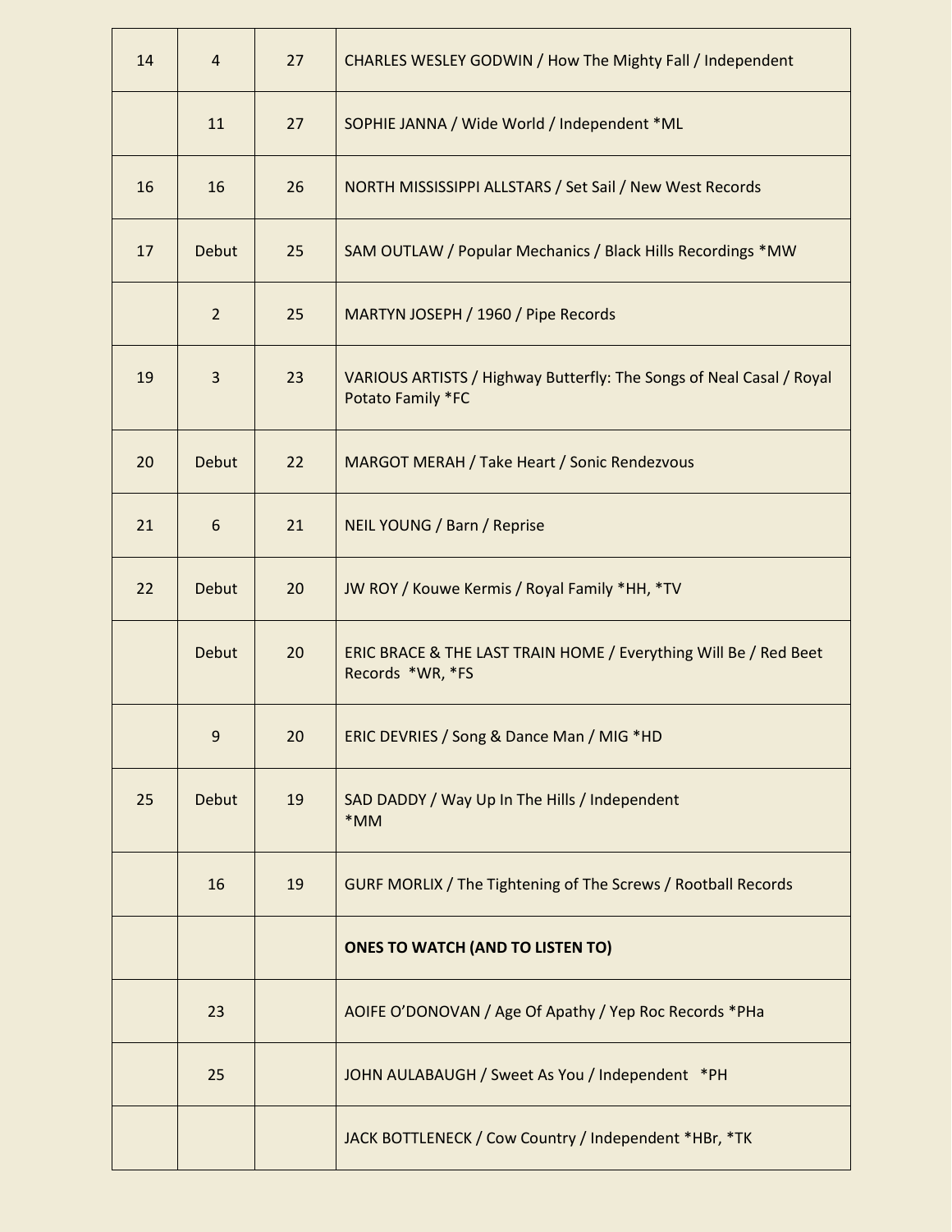| | | | |
|---|---|---|---|
| 14 | 4 | 27 | CHARLES WESLEY GODWIN / How The Mighty Fall / Independent |
| | 11 | 27 | SOPHIE JANNA / Wide World / Independent *ML |
| 16 | 16 | 26 | NORTH MISSISSIPPI ALLSTARS / Set Sail / New West Records |
| 17 | Debut | 25 | SAM OUTLAW / Popular Mechanics / Black Hills Recordings *MW |
| | 2 | 25 | MARTYN JOSEPH / 1960 / Pipe Records |
| 19 | 3 | 23 | VARIOUS ARTISTS / Highway Butterfly: The Songs of Neal Casal / Royal Potato Family *FC |
| 20 | Debut | 22 | MARGOT MERAH / Take Heart / Sonic Rendezvous |
| 21 | 6 | 21 | NEIL YOUNG / Barn / Reprise |
| 22 | Debut | 20 | JW ROY / Kouwe Kermis / Royal Family *HH, *TV |
| | Debut | 20 | ERIC BRACE & THE LAST TRAIN HOME / Everything Will Be / Red Beet Records *WR, *FS |
| | 9 | 20 | ERIC DEVRIES / Song & Dance Man / MIG *HD |
| 25 | Debut | 19 | SAD DADDY / Way Up In The Hills / Independent *MM |
| | 16 | 19 | GURF MORLIX / The Tightening of The Screws / Rootball Records |
| | | | **ONES TO WATCH (AND TO LISTEN TO)** |
| | 23 | | AOIFE O'DONOVAN / Age Of Apathy / Yep Roc Records *PHa |
| | 25 | | JOHN AULABAUGH / Sweet As You / Independent *PH |
| | | | JACK BOTTLENECK / Cow Country / Independent *HBr, *TK |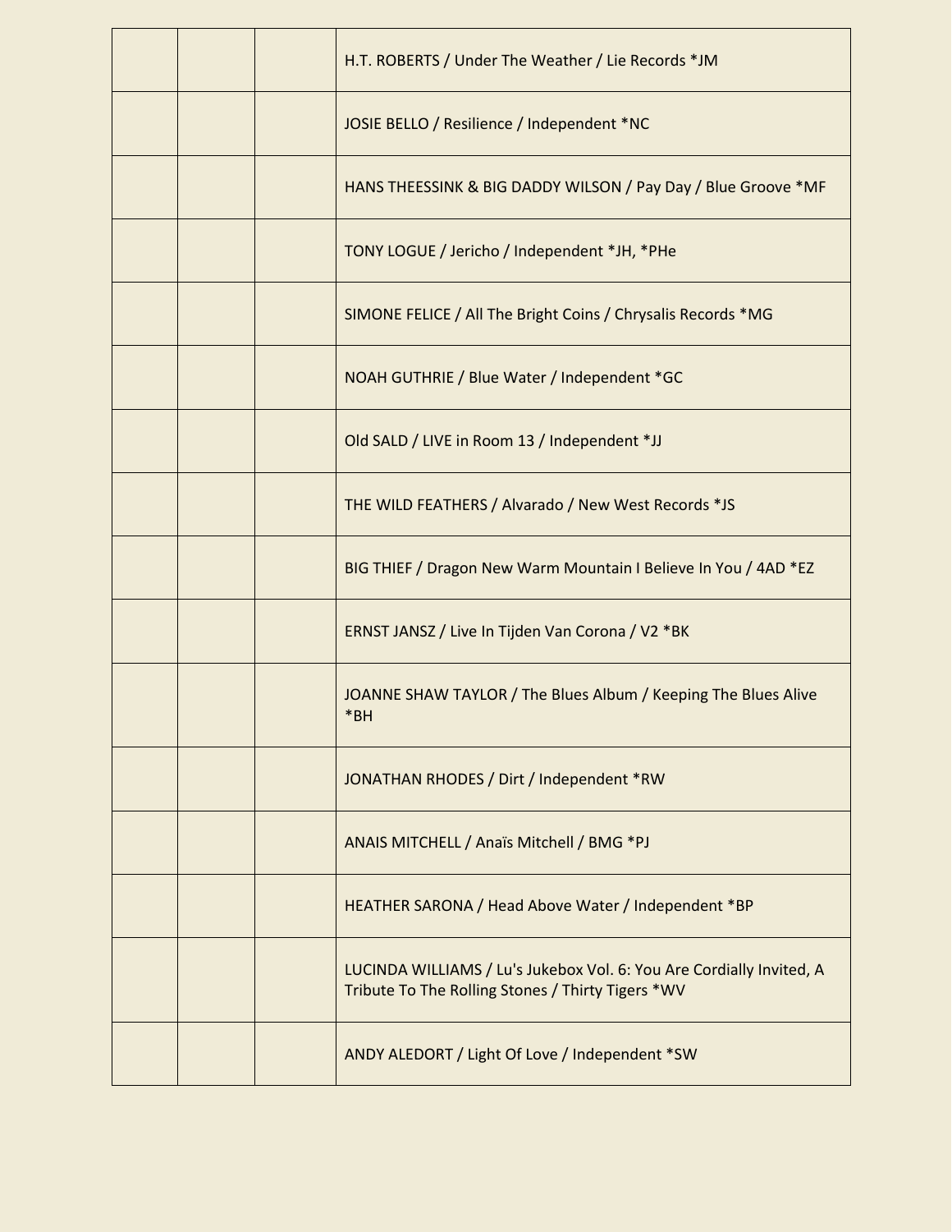| | | | |
|---|---|---|---|
| | | | H.T. ROBERTS / Under The Weather / Lie Records *JM |
| | | | JOSIE BELLO / Resilience / Independent *NC |
| | | | HANS THEESSINK & BIG DADDY WILSON / Pay Day / Blue Groove *MF |
| | | | TONY LOGUE / Jericho / Independent *JH, *PHe |
| | | | SIMONE FELICE / All The Bright Coins / Chrysalis Records *MG |
| | | | NOAH GUTHRIE / Blue Water / Independent *GC |
| | | | Old SALD / LIVE in Room 13 / Independent *JJ |
| | | | THE WILD FEATHERS / Alvarado / New West Records *JS |
| | | | BIG THIEF / Dragon New Warm Mountain I Believe In You / 4AD *EZ |
| | | | ERNST JANSZ / Live In Tijden Van Corona / V2 *BK |
| | | | JOANNE SHAW TAYLOR / The Blues Album / Keeping The Blues Alive *BH |
| | | | JONATHAN RHODES / Dirt / Independent *RW |
| | | | ANAIS MITCHELL / Anaïs Mitchell / BMG *PJ |
| | | | HEATHER SARONA / Head Above Water / Independent *BP |
| | | | LUCINDA WILLIAMS / Lu's Jukebox Vol. 6: You Are Cordially Invited, A Tribute To The Rolling Stones / Thirty Tigers *WV |
| | | | ANDY ALEDORT / Light Of Love / Independent *SW |